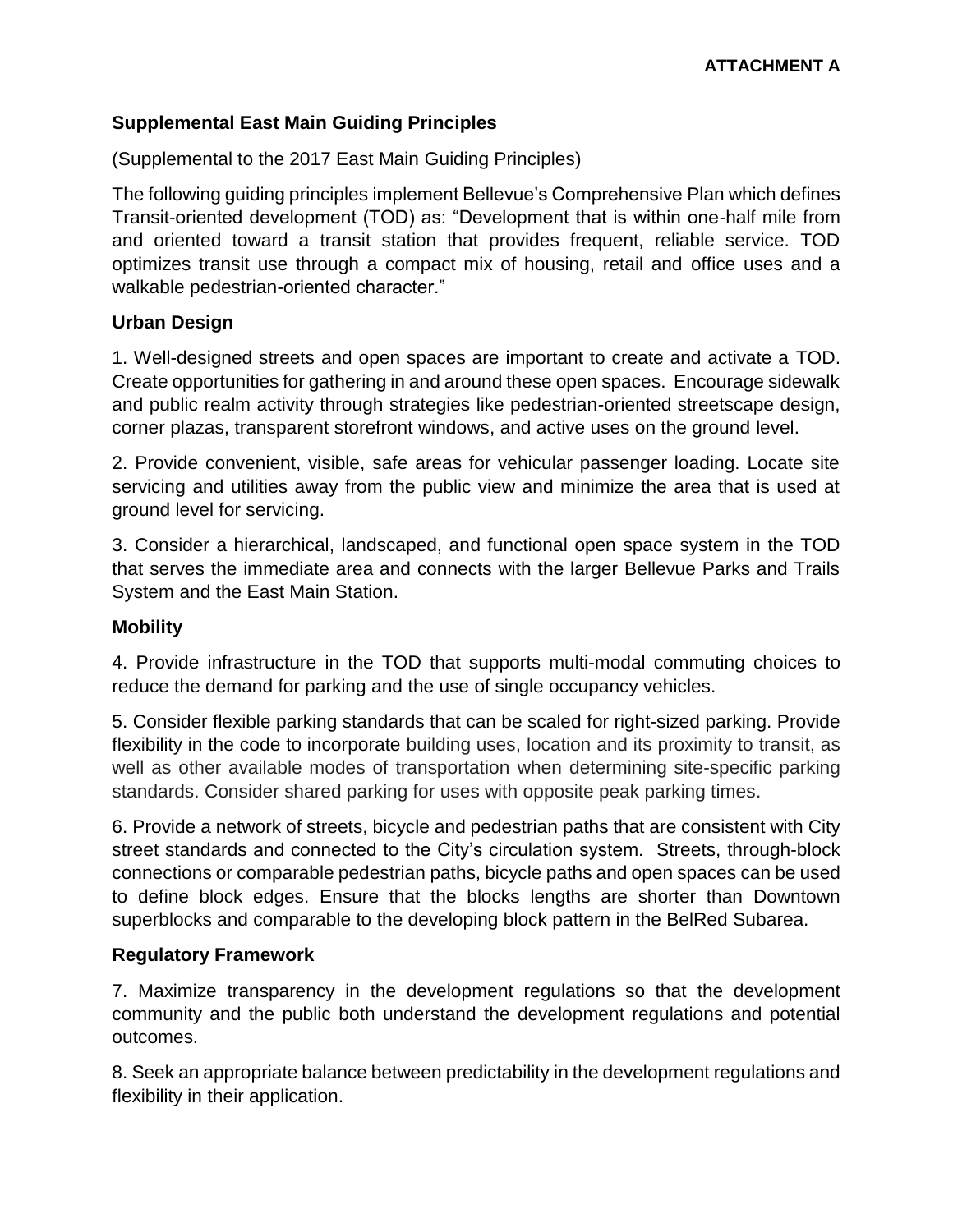**ATTACHMENT A**

## Supplemental East Main Guiding Principles

(Supplemental to the 2017 East Main Guiding Principles)

The following guiding principles implement Bellevue's Comprehensive Plan which defines Transit-oriented development (TOD) as: "Development that is within one-half mile from and oriented toward a transit station that provides frequent, reliable service. TOD optimizes transit use through a compact mix of housing, retail and office uses and a walkable pedestrian-oriented character."

### Urban Design

1. Well-designed streets and open spaces are important to create and activate a TOD. Create opportunities for gathering in and around these open spaces. Encourage sidewalk and public realm activity through strategies like pedestrian-oriented streetscape design, corner plazas, transparent storefront windows, and active uses on the ground level.

2. Provide convenient, visible, safe areas for vehicular passenger loading. Locate site servicing and utilities away from the public view and minimize the area that is used at ground level for servicing.

3. Consider a hierarchical, landscaped, and functional open space system in the TOD that serves the immediate area and connects with the larger Bellevue Parks and Trails System and the East Main Station.

### Mobility

4. Provide infrastructure in the TOD that supports multi-modal commuting choices to reduce the demand for parking and the use of single occupancy vehicles.

5. Consider flexible parking standards that can be scaled for right-sized parking. Provide flexibility in the code to incorporate building uses, location and its proximity to transit, as well as other available modes of transportation when determining site-specific parking standards. Consider shared parking for uses with opposite peak parking times.

6. Provide a network of streets, bicycle and pedestrian paths that are consistent with City street standards and connected to the City's circulation system. Streets, through-block connections or comparable pedestrian paths, bicycle paths and open spaces can be used to define block edges. Ensure that the blocks lengths are shorter than Downtown superblocks and comparable to the developing block pattern in the BelRed Subarea.

### Regulatory Framework

7. Maximize transparency in the development regulations so that the development community and the public both understand the development regulations and potential outcomes.

8. Seek an appropriate balance between predictability in the development regulations and flexibility in their application.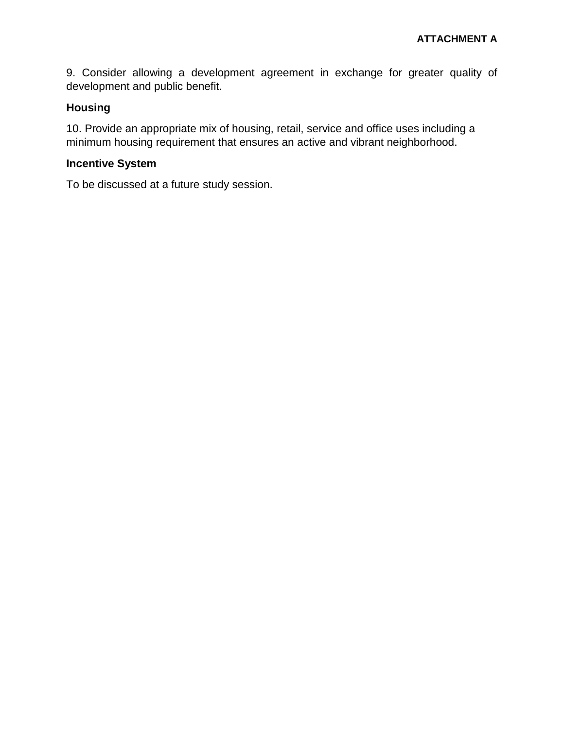9. Consider allowing a development agreement in exchange for greater quality of development and public benefit.

**Housing**

10. Provide an appropriate mix of housing, retail, service and office uses including a minimum housing requirement that ensures an active and vibrant neighborhood.

**Incentive System**

To be discussed at a future study session.